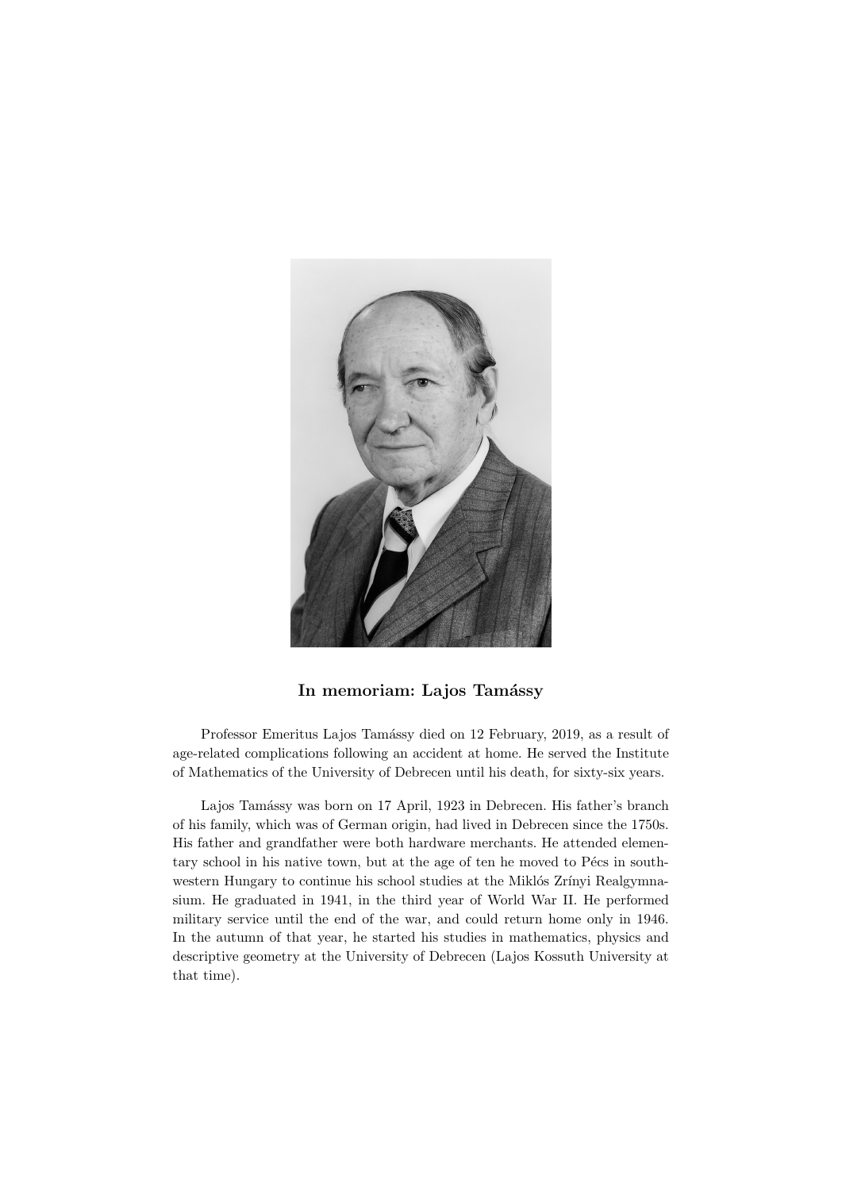# In memoriam: Lajos Tamássy

Professor Emeritus Lajos Tamássy died on 12 February, 2019, as a result of age-related complications following an accident at home. He served the Institute of Mathematics of the University of Debrecen until his death, for sixty-six years.

Lajos Tamássy was born on 17 April, 1923 in Debrecen. His father's branch of his family, which was of German origin, had lived in Debrecen since the 1750s. His father and grandfather were both hardware merchants. He attended elementary school in his native town, but at the age of ten he moved to Pécs in southwestern Hungary to continue his school studies at the Miklós Zrínyi Realgymnasium. He graduated in 1941, in the third year of World War II. He performed military service until the end of the war, and could return home only in 1946. In the autumn of that year, he started his studies in mathematics, physics and descriptive geometry at the University of Debrecen (Lajos Kossuth University at that time).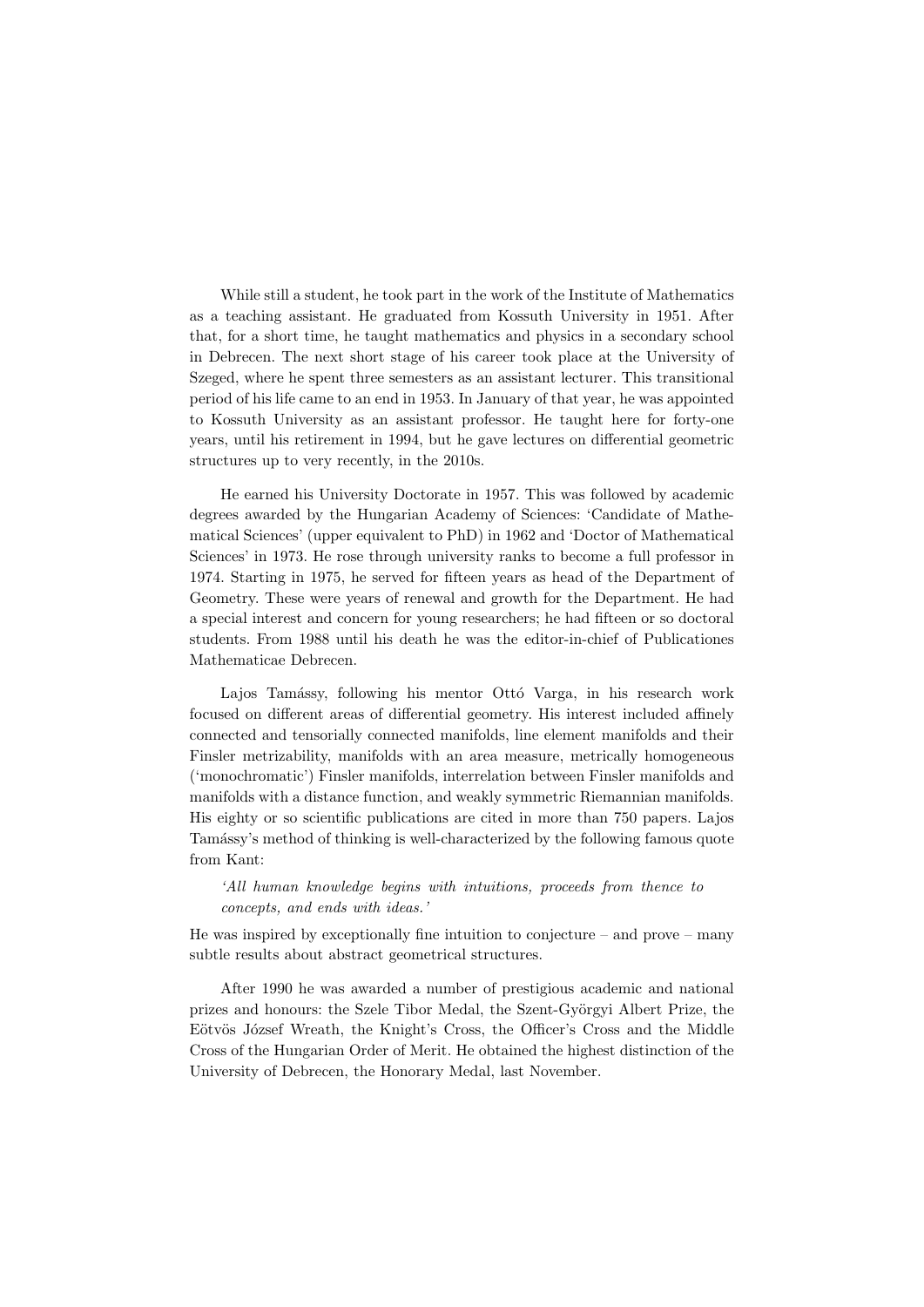While still a student, he took part in the work of the Institute of Mathematics as a teaching assistant. He graduated from Kossuth University in 1951. After that, for a short time, he taught mathematics and physics in a secondary school in Debrecen. The next short stage of his career took place at the University of Szeged, where he spent three semesters as an assistant lecturer. This transitional period of his life came to an end in 1953. In January of that year, he was appointed to Kossuth University as an assistant professor. He taught here for forty-one years, until his retirement in 1994, but he gave lectures on differential geometric structures up to very recently, in the 2010s.

He earned his University Doctorate in 1957. This was followed by academic degrees awarded by the Hungarian Academy of Sciences: 'Candidate of Mathematical Sciences' (upper equivalent to PhD) in 1962 and 'Doctor of Mathematical Sciences' in 1973. He rose through university ranks to become a full professor in 1974. Starting in 1975, he served for fifteen years as head of the Department of Geometry. These were years of renewal and growth for the Department. He had a special interest and concern for young researchers; he had fifteen or so doctoral students. From 1988 until his death he was the editor-in-chief of Publicationes Mathematicae Debrecen.

Lajos Tamássy, following his mentor Ottó Varga, in his research work focused on different areas of differential geometry. His interest included affinely connected and tensorially connected manifolds, line element manifolds and their Finsler metrizability, manifolds with an area measure, metrically homogeneous ('monochromatic') Finsler manifolds, interrelation between Finsler manifolds and manifolds with a distance function, and weakly symmetric Riemannian manifolds. His eighty or so scientific publications are cited in more than 750 papers. Lajos Tamássy's method of thinking is well-characterized by the following famous quote from Kant:

> *'All human knowledge begins with intuitions, proceeds from thence to concepts, and ends with ideas.'*

He was inspired by exceptionally fine intuition to conjecture – and prove – many subtle results about abstract geometrical structures.

After 1990 he was awarded a number of prestigious academic and national prizes and honours: the Szele Tibor Medal, the Szent-Györgyi Albert Prize, the Eötvös József Wreath, the Knight's Cross, the Officer's Cross and the Middle Cross of the Hungarian Order of Merit. He obtained the highest distinction of the University of Debrecen, the Honorary Medal, last November.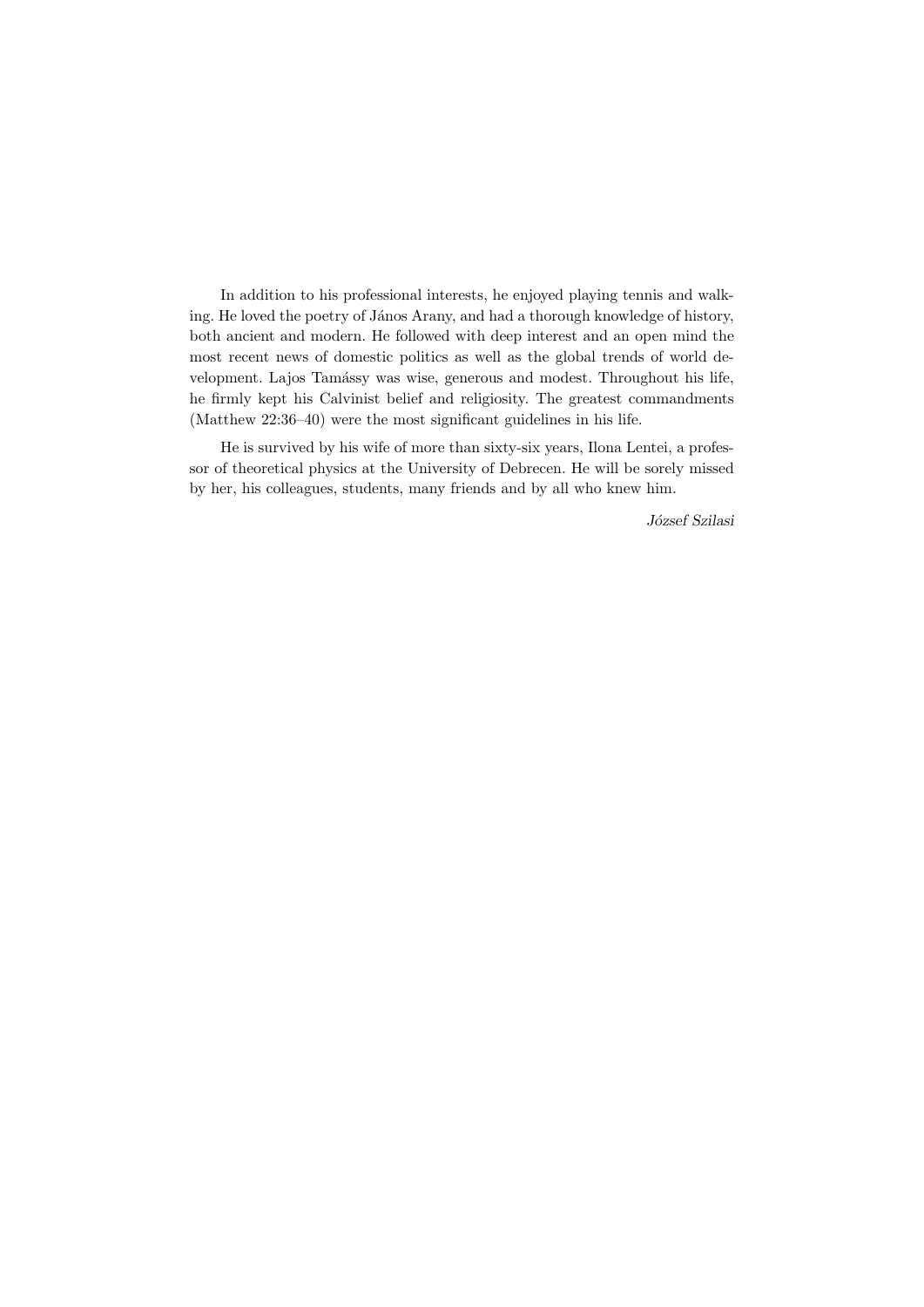In addition to his professional interests, he enjoyed playing tennis and walking. He loved the poetry of János Arany, and had a thorough knowledge of history, both ancient and modern. He followed with deep interest and an open mind the most recent news of domestic politics as well as the global trends of world development. Lajos Tamássy was wise, generous and modest. Throughout his life, he firmly kept his Calvinist belief and religiosity. The greatest commandments (Matthew 22:36–40) were the most significant guidelines in his life.

He is survived by his wife of more than sixty-six years, Ilona Lentei, a professor of theoretical physics at the University of Debrecen. He will be sorely missed by her, his colleagues, students, many friends and by all who knew him.

*József Szilasi*